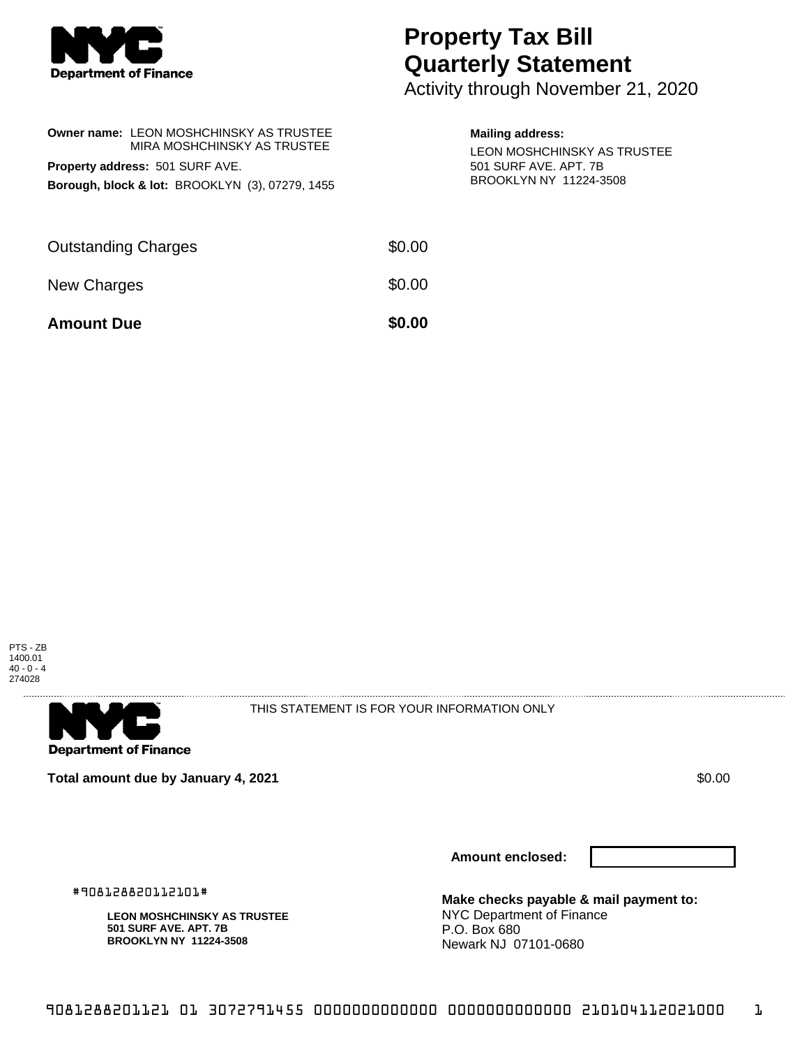# Property Tax Bill Quarterly Statement

Activity through November 21, 2020

**Owner name:** LEON MOSHCHINSKY AS TRUSTEE
MIRA MOSHCHINSKY AS TRUSTEE

**Property address:** 501 SURF AVE.

**Borough, block & lot:** BROOKLYN (3), 07279, 1455

**Mailing address:**
LEON MOSHCHINSKY AS TRUSTEE
501 SURF AVE. APT. 7B
BROOKLYN NY 11224-3508

| | |
|---|---|
| Outstanding Charges | $0.00 |
| New Charges | $0.00 |
| **Amount Due** | **$0.00** |

PTS - ZB
1400.01
40 - 0 - 4
274028

THIS STATEMENT IS FOR YOUR INFORMATION ONLY

**Total amount due by January 4, 2021** $0.00

**Amount enclosed:**

#908128820112101#

**LEON MOSHCHINSKY AS TRUSTEE**
**501 SURF AVE. APT. 7B**
**BROOKLYN NY 11224-3508**

**Make checks payable & mail payment to:**
NYC Department of Finance
P.O. Box 680
Newark NJ 07101-0680

9081288201121 01 3072791455 0000000000000 0000000000000 210104112021000 1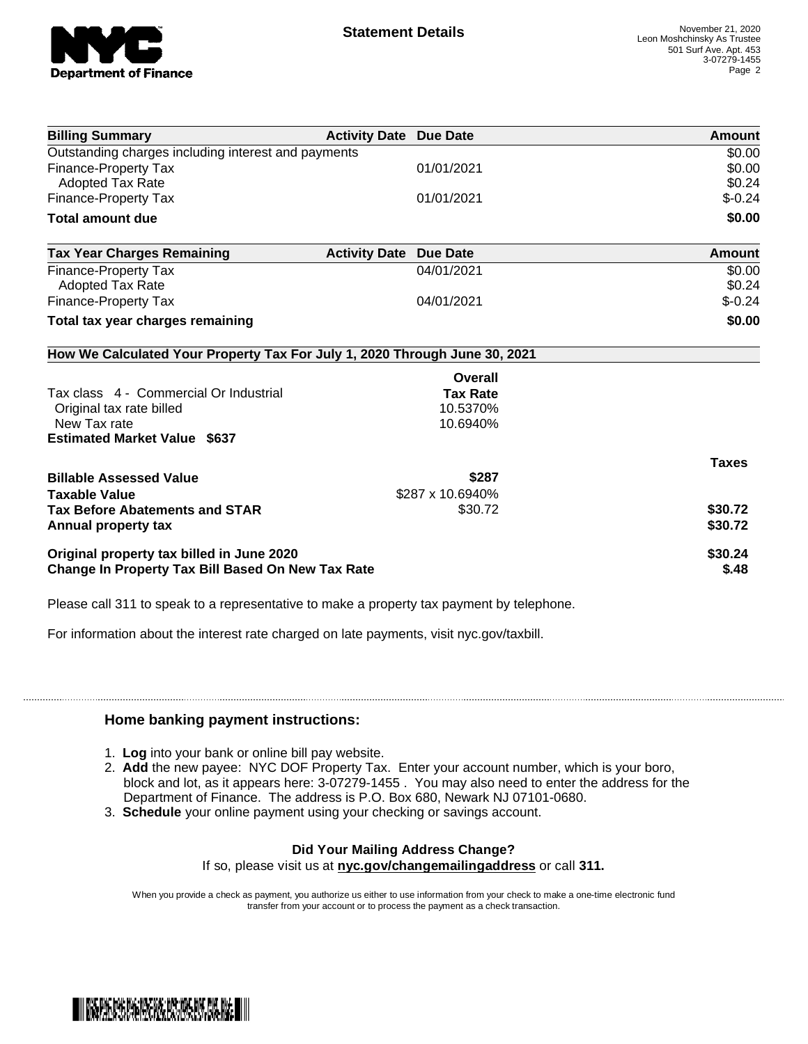**Statement Details**

November 21, 2020
Leon Moshchinsky As Trustee
501 Surf Ave. Apt. 453
3-07279-1455

| Billing Summary | Activity Date | Due Date | Amount |
|---|---|---|---|
| Outstanding charges including interest and payments | | | $0.00 |
| Finance-Property Tax | | 01/01/2021 | $0.00 |
| Adopted Tax Rate | | | $0.24 |
| Finance-Property Tax | | 01/01/2021 | $-0.24 |
| **Total amount due** | | | **$0.00** |

| Tax Year Charges Remaining | Activity Date | Due Date | Amount |
|---|---|---|---|
| Finance-Property Tax | | 04/01/2021 | $0.00 |
| Adopted Tax Rate | | | $0.24 |
| Finance-Property Tax | | 04/01/2021 | $-0.24 |
| **Total tax year charges remaining** | | | **$0.00** |

**How We Calculated Your Property Tax For July 1, 2020 Through June 30, 2021**

| | Overall Tax Rate | |
|---|---|---|
| Tax class 4 - Commercial Or Industrial | | |
| Original tax rate billed | 10.5370% | |
| New Tax rate | 10.6940% | |
| **Estimated Market Value $637** | | |
| | | **Taxes** |
| **Billable Assessed Value** | **$287** | |
| **Taxable Value** | $287 x 10.6940% | |
| **Tax Before Abatements and STAR** | $30.72 | **$30.72** |
| **Annual property tax** | | **$30.72** |
| **Original property tax billed in June 2020** | | **$30.24** |
| **Change In Property Tax Bill Based On New Tax Rate** | | **$.48** |

Please call 311 to speak to a representative to make a property tax payment by telephone.

For information about the interest rate charged on late payments, visit nyc.gov/taxbill.

### Home banking payment instructions:

1. **Log** into your bank or online bill pay website.
2. **Add** the new payee: NYC DOF Property Tax. Enter your account number, which is your boro, block and lot, as it appears here: 3-07279-1455 . You may also need to enter the address for the Department of Finance. The address is P.O. Box 680, Newark NJ 07101-0680.
3. **Schedule** your online payment using your checking or savings account.

**Did Your Mailing Address Change?**
If so, please visit us at **nyc.gov/changemailingaddress** or call **311.**

When you provide a check as payment, you authorize us either to use information from your check to make a one-time electronic fund transfer from your account or to process the payment as a check transaction.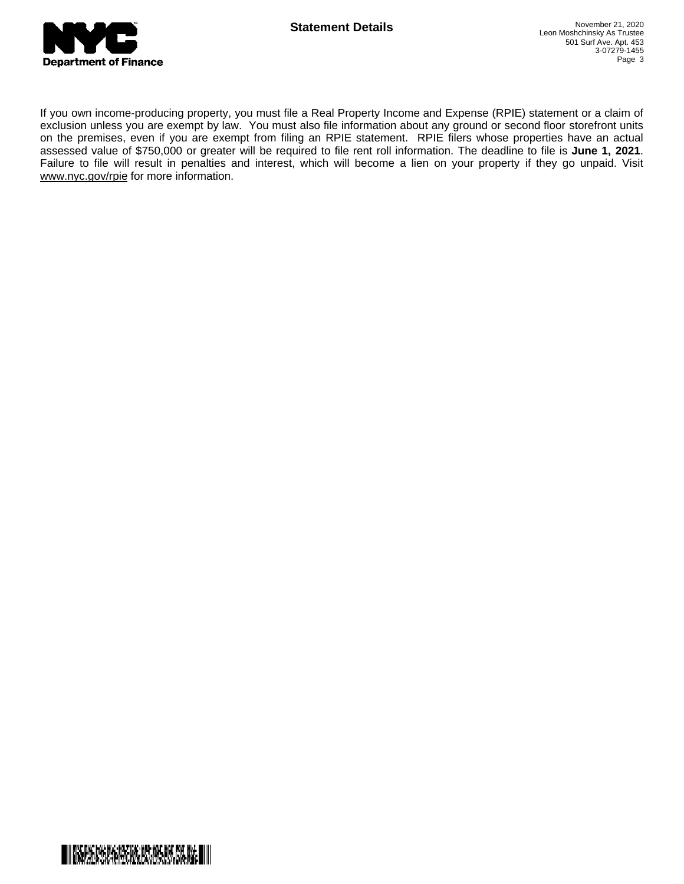If you own income-producing property, you must file a Real Property Income and Expense (RPIE) statement or a claim of exclusion unless you are exempt by law. You must also file information about any ground or second floor storefront units on the premises, even if you are exempt from filing an RPIE statement. RPIE filers whose properties have an actual assessed value of $750,000 or greater will be required to file rent roll information. The deadline to file is **June 1, 2021**. Failure to file will result in penalties and interest, which will become a lien on your property if they go unpaid. Visit www.nyc.gov/rpie for more information.